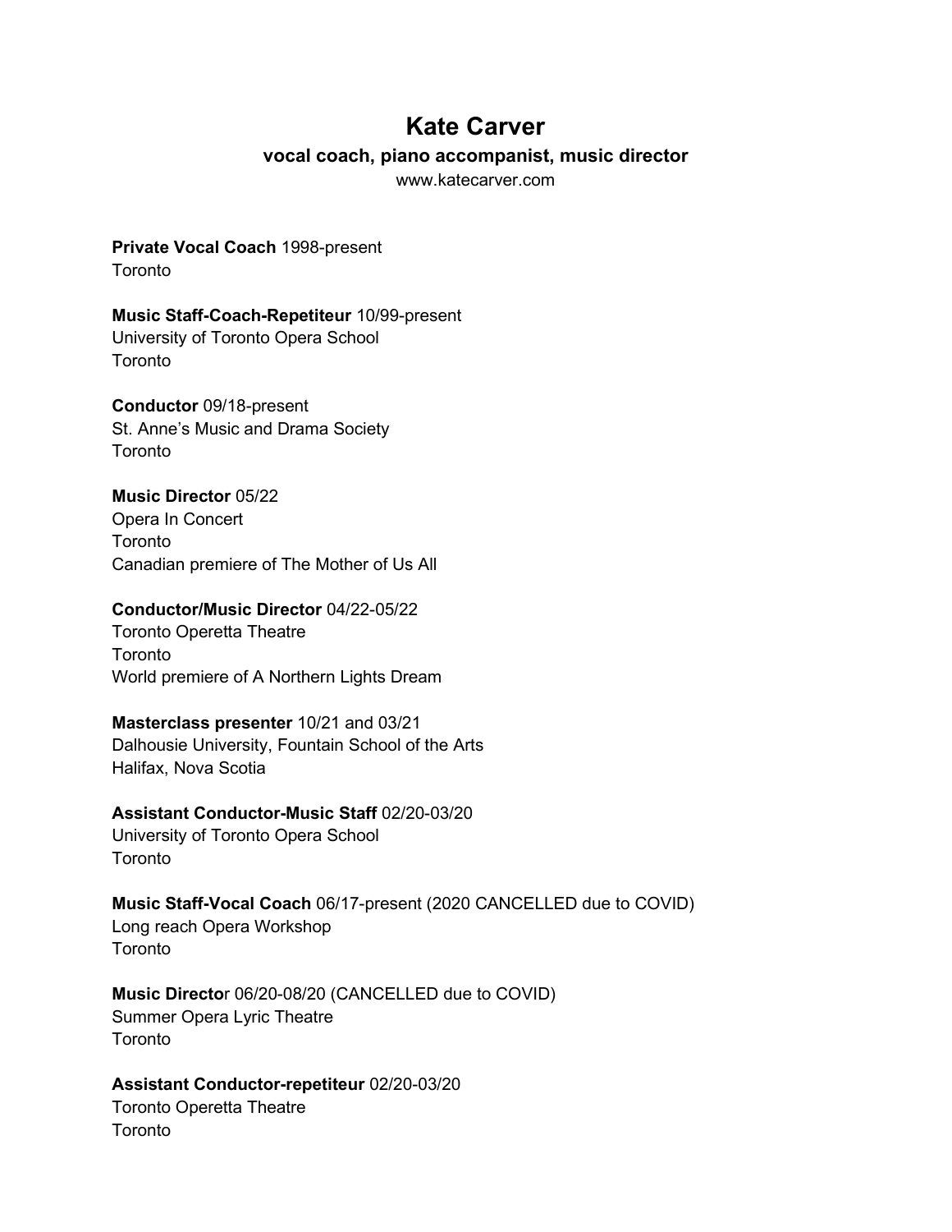# Kate Carver

### vocal coach, piano accompanist, music director

www.katecarver.com

**Private Vocal Coach** 1998-present
Toronto

**Music Staff-Coach-Repetiteur** 10/99-present
University of Toronto Opera School
Toronto

**Conductor** 09/18-present
St. Anne's Music and Drama Society
Toronto

**Music Director** 05/22
Opera In Concert
Toronto
Canadian premiere of The Mother of Us All

**Conductor/Music Director** 04/22-05/22
Toronto Operetta Theatre
Toronto
World premiere of A Northern Lights Dream

**Masterclass presenter** 10/21 and 03/21
Dalhousie University, Fountain School of the Arts
Halifax, Nova Scotia

**Assistant Conductor-Music Staff** 02/20-03/20
University of Toronto Opera School
Toronto

**Music Staff-Vocal Coach** 06/17-present (2020 CANCELLED due to COVID)
Long reach Opera Workshop
Toronto

**Music Directo**r 06/20-08/20 (CANCELLED due to COVID)
Summer Opera Lyric Theatre
Toronto

**Assistant Conductor-repetiteur** 02/20-03/20
Toronto Operetta Theatre
Toronto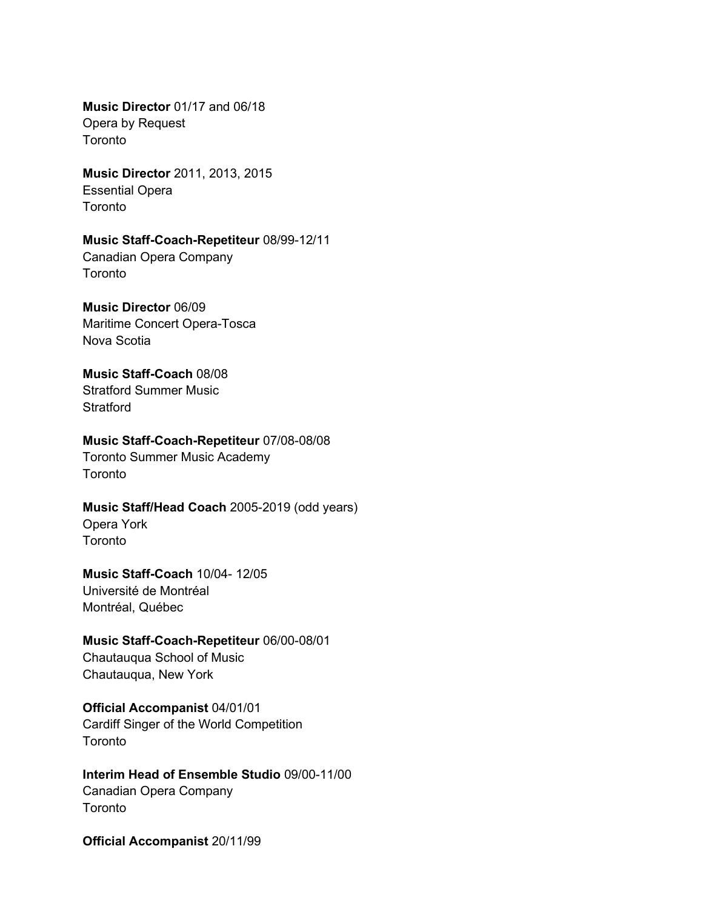**Music Director** 01/17 and 06/18
Opera by Request
Toronto

**Music Director** 2011, 2013, 2015
Essential Opera
Toronto

**Music Staff-Coach-Repetiteur** 08/99-12/11
Canadian Opera Company
Toronto

**Music Director** 06/09
Maritime Concert Opera-Tosca
Nova Scotia

**Music Staff-Coach** 08/08
Stratford Summer Music
Stratford

**Music Staff-Coach-Repetiteur** 07/08-08/08
Toronto Summer Music Academy
Toronto

**Music Staff/Head Coach** 2005-2019 (odd years)
Opera York
Toronto

**Music Staff-Coach** 10/04- 12/05
Université de Montréal
Montréal, Québec

**Music Staff-Coach-Repetiteur** 06/00-08/01
Chautauqua School of Music
Chautauqua, New York

**Official Accompanist** 04/01/01
Cardiff Singer of the World Competition
Toronto

**Interim Head of Ensemble Studio** 09/00-11/00
Canadian Opera Company
Toronto

**Official Accompanist** 20/11/99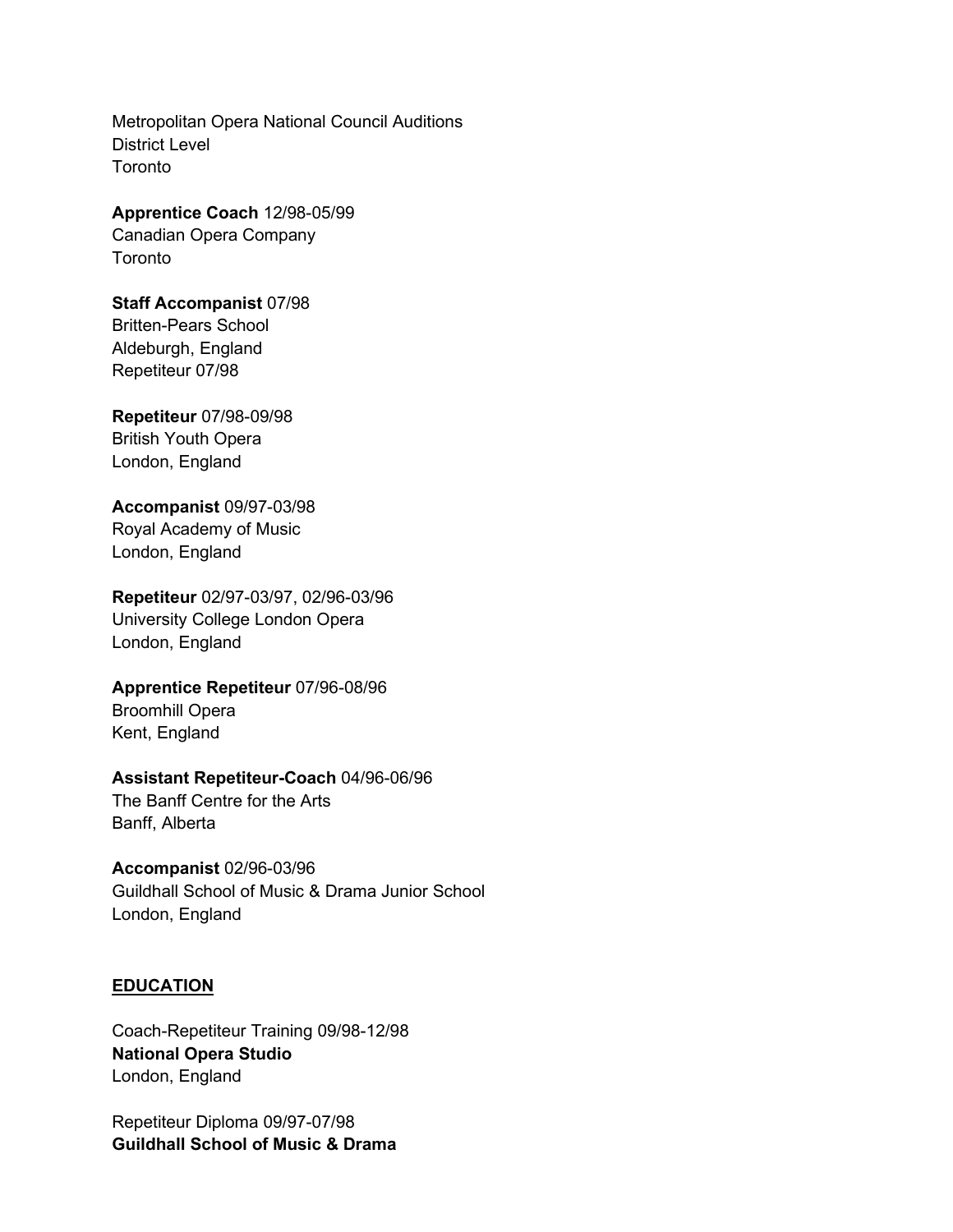Metropolitan Opera National Council Auditions
District Level
Toronto

**Apprentice Coach** 12/98-05/99
Canadian Opera Company
Toronto

**Staff Accompanist** 07/98
Britten-Pears School
Aldeburgh, England
Repetiteur 07/98

**Repetiteur** 07/98-09/98
British Youth Opera
London, England

**Accompanist** 09/97-03/98
Royal Academy of Music
London, England

**Repetiteur** 02/97-03/97, 02/96-03/96
University College London Opera
London, England

**Apprentice Repetiteur** 07/96-08/96
Broomhill Opera
Kent, England

**Assistant Repetiteur-Coach** 04/96-06/96
The Banff Centre for the Arts
Banff, Alberta

**Accompanist** 02/96-03/96
Guildhall School of Music & Drama Junior School
London, England

## EDUCATION

Coach-Repetiteur Training 09/98-12/98
**National Opera Studio**
London, England

Repetiteur Diploma 09/97-07/98
**Guildhall School of Music & Drama**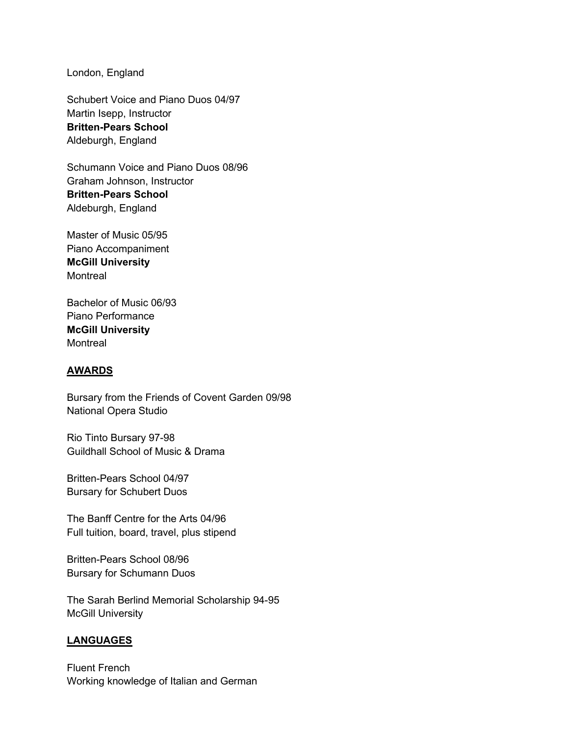London, England

Schubert Voice and Piano Duos 04/97
Martin Isepp, Instructor
**Britten-Pears School**
Aldeburgh, England

Schumann Voice and Piano Duos 08/96
Graham Johnson, Instructor
**Britten-Pears School**
Aldeburgh, England

Master of Music 05/95
Piano Accompaniment
**McGill University**
Montreal

Bachelor of Music 06/93
Piano Performance
**McGill University**
Montreal

## AWARDS

Bursary from the Friends of Covent Garden 09/98
National Opera Studio

Rio Tinto Bursary 97-98
Guildhall School of Music & Drama

Britten-Pears School 04/97
Bursary for Schubert Duos

The Banff Centre for the Arts 04/96
Full tuition, board, travel, plus stipend

Britten-Pears School 08/96
Bursary for Schumann Duos

The Sarah Berlind Memorial Scholarship 94-95
McGill University

## LANGUAGES

Fluent French
Working knowledge of Italian and German